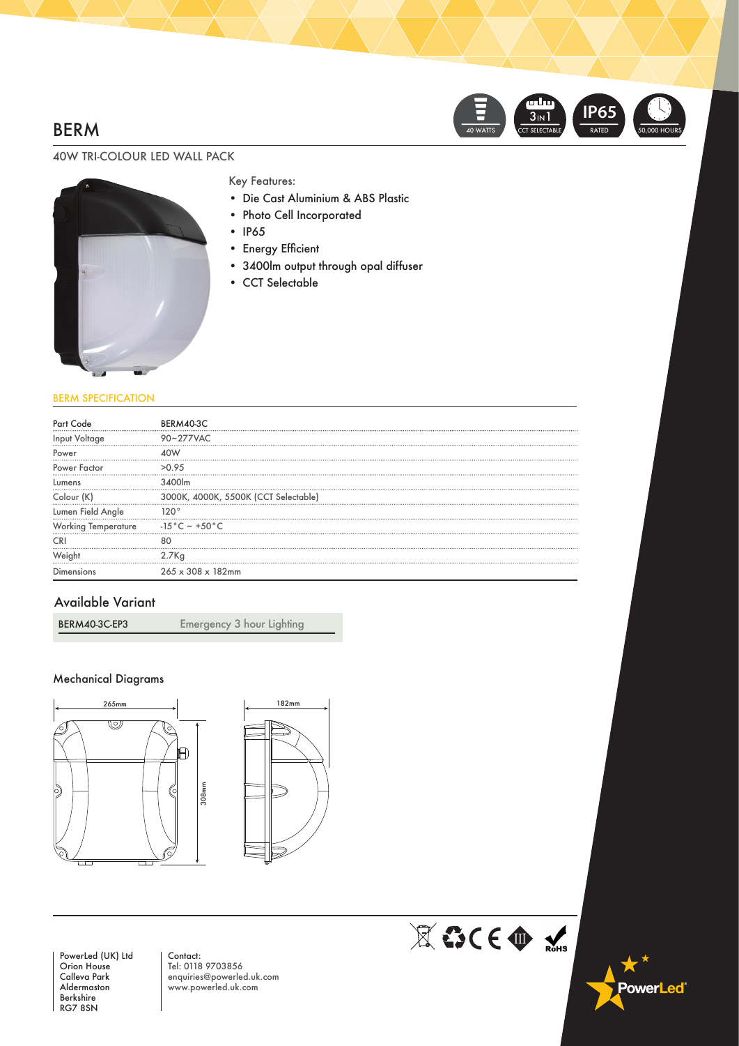# BERM

40 WATTS | 3 IN 1 CCT SELECTABLE | IP65 RATED | 50,000 HOURS

## 40W TRI-COLOUR LED WALL PACK

Key Features:

- Die Cast Aluminium & ABS Plastic
- Photo Cell Incorporated
- IP65
- Energy Efficient
- 3400lm output through opal diffuser
- CCT Selectable

### BERM SPECIFICATION

| Part Code | BERM40-3C |
|---|---|
| Input Voltage | 90~277VAC |
| Power | 40W |
| Power Factor | >0.95 |
| Lumens | 3400lm |
| Colour (K) | 3000K, 4000K, 5500K (CCT Selectable) |
| Lumen Field Angle | 120° |
| Working Temperature | -15°C ~ +50°C |
| CRI | 80 |
| Weight | 2.7Kg |
| Dimensions | 265 x 308 x 182mm |

### Available Variant

| BERM40-3C-EP3 | Emergency 3 hour Lighting |
|---|---|

### Mechanical Diagrams

265mm

308mm

182mm

PowerLed (UK) Ltd
Orion House
Calleva Park
Aldermaston
Berkshire
RG7 8SN

Contact:
Tel: 0118 9703856
enquiries@powerled.uk.com
www.powerled.uk.com

RoHS

PowerLed®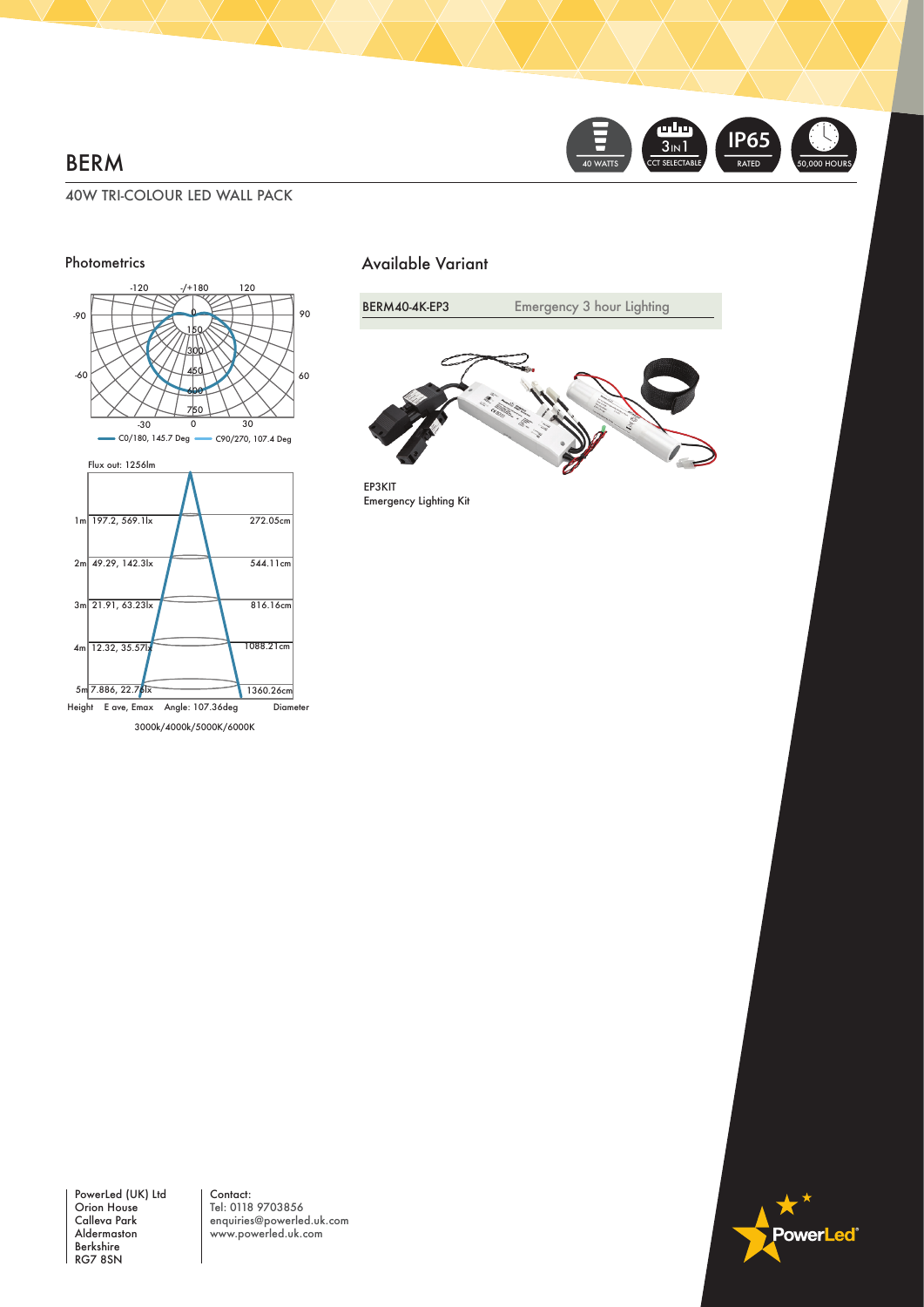# BERM

## 40W TRI-COLOUR LED WALL PACK

40 WATTS
3 IN 1 CCT SELECTABLE
IP65 RATED
50,000 HOURS

### Photometrics

-120 -/+180 120
-90 90
-60 60
-30 0 30
0 150 300 450 600 750
C0/180, 145.7 Deg C90/270, 107.4 Deg

Flux out: 1256lm

1m 197.2, 569.1lx 272.05cm
2m 49.29, 142.3lx 544.11cm
3m 21.91, 63.23lx 816.16cm
4m 12.32, 35.57lx 1088.21cm
5m 7.886, 22.76lx 1360.26cm

Height E ave, Emax Angle: 107.36deg Diameter

3000k/4000k/5000K/6000K

### Available Variant

| | |
|---|---|
| BERM40-4K-EP3 | Emergency 3 hour Lighting |

EP3KIT
Emergency Lighting Kit

PowerLed (UK) Ltd
Orion House
Calleva Park
Aldermaston
Berkshire
RG7 8SN

Contact:
Tel: 0118 9703856
enquiries@powerled.uk.com
www.powerled.uk.com